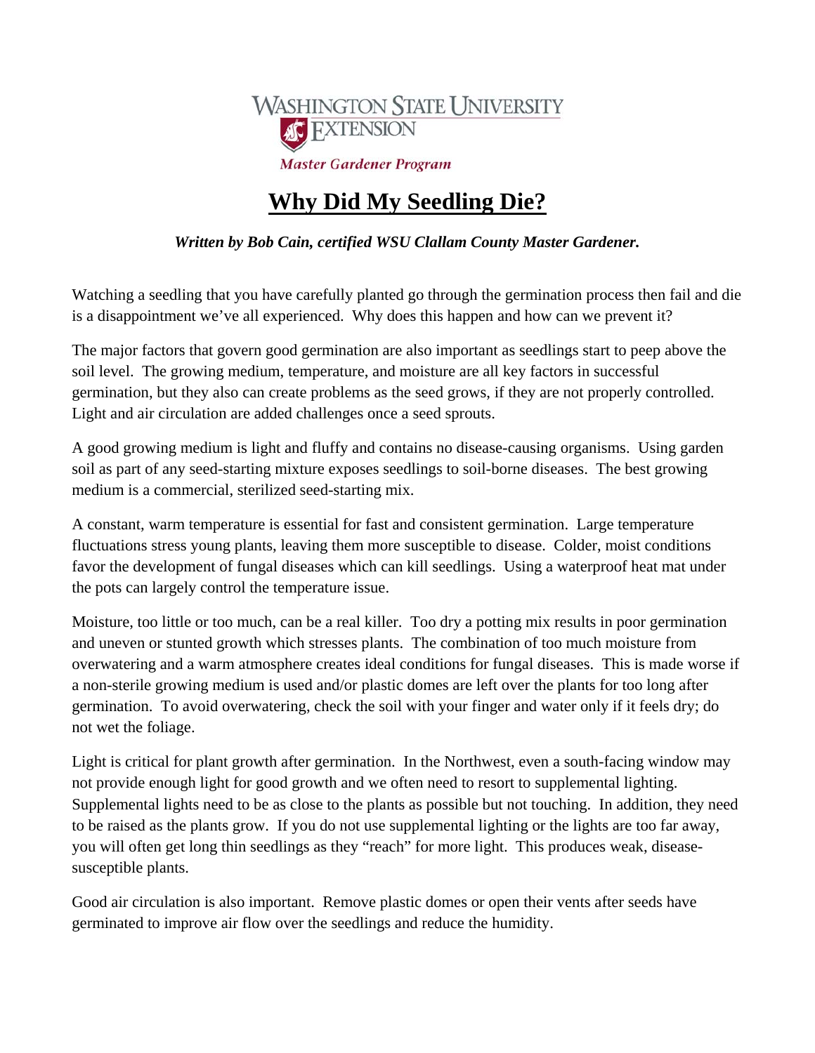WASHINGTON STATE UNIVERSITY
EXTENSION

*Master Gardener Program*

# Why Did My Seedling Die?

***Written by Bob Cain, certified WSU Clallam County Master Gardener.***

Watching a seedling that you have carefully planted go through the germination process then fail and die is a disappointment we've all experienced. Why does this happen and how can we prevent it?

The major factors that govern good germination are also important as seedlings start to peep above the soil level. The growing medium, temperature, and moisture are all key factors in successful germination, but they also can create problems as the seed grows, if they are not properly controlled. Light and air circulation are added challenges once a seed sprouts.

A good growing medium is light and fluffy and contains no disease-causing organisms. Using garden soil as part of any seed-starting mixture exposes seedlings to soil-borne diseases. The best growing medium is a commercial, sterilized seed-starting mix.

A constant, warm temperature is essential for fast and consistent germination. Large temperature fluctuations stress young plants, leaving them more susceptible to disease. Colder, moist conditions favor the development of fungal diseases which can kill seedlings. Using a waterproof heat mat under the pots can largely control the temperature issue.

Moisture, too little or too much, can be a real killer. Too dry a potting mix results in poor germination and uneven or stunted growth which stresses plants. The combination of too much moisture from overwatering and a warm atmosphere creates ideal conditions for fungal diseases. This is made worse if a non-sterile growing medium is used and/or plastic domes are left over the plants for too long after germination. To avoid overwatering, check the soil with your finger and water only if it feels dry; do not wet the foliage.

Light is critical for plant growth after germination. In the Northwest, even a south-facing window may not provide enough light for good growth and we often need to resort to supplemental lighting. Supplemental lights need to be as close to the plants as possible but not touching. In addition, they need to be raised as the plants grow. If you do not use supplemental lighting or the lights are too far away, you will often get long thin seedlings as they "reach" for more light. This produces weak, disease-susceptible plants.

Good air circulation is also important. Remove plastic domes or open their vents after seeds have germinated to improve air flow over the seedlings and reduce the humidity.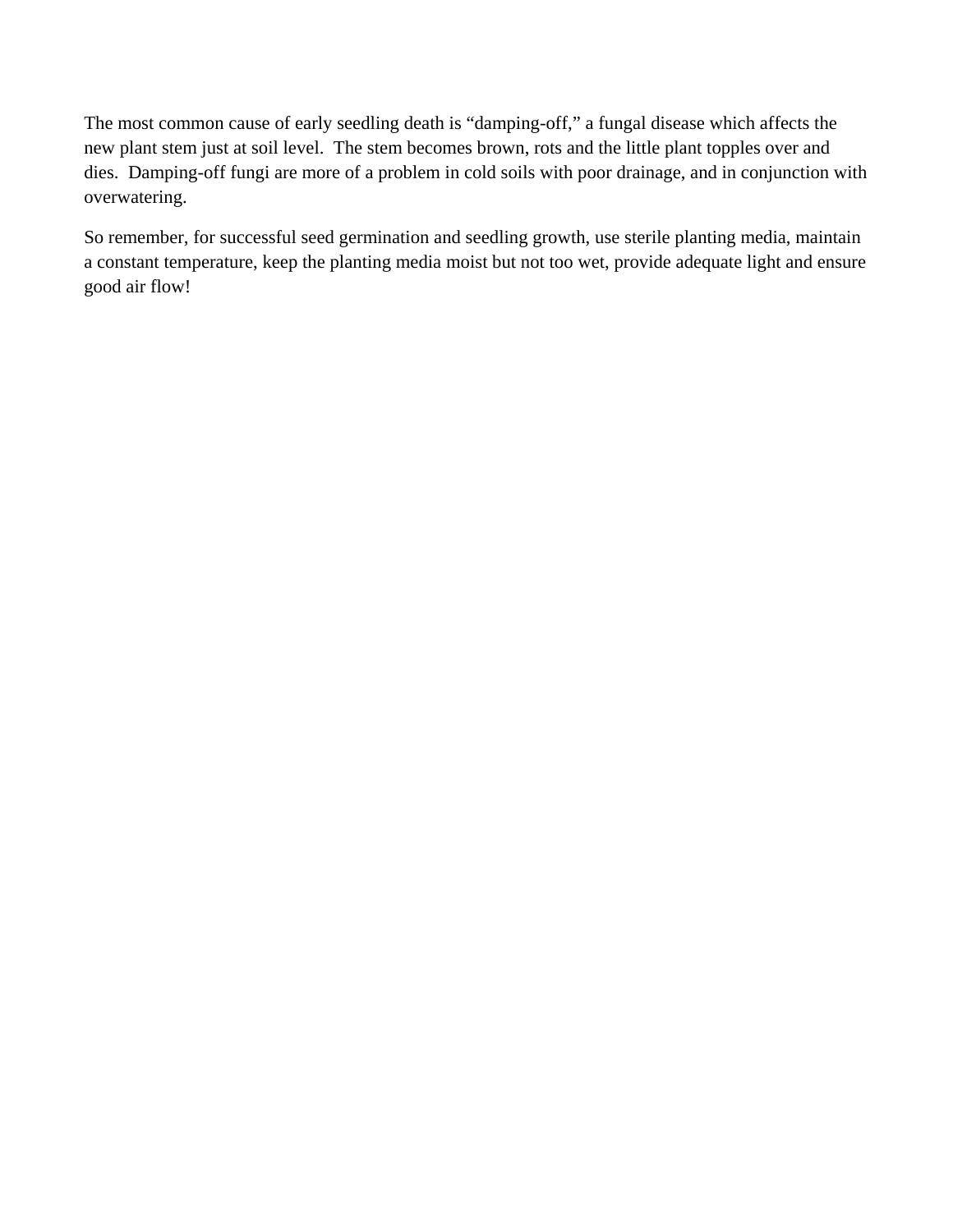The most common cause of early seedling death is "damping-off," a fungal disease which affects the new plant stem just at soil level.  The stem becomes brown, rots and the little plant topples over and dies.  Damping-off fungi are more of a problem in cold soils with poor drainage, and in conjunction with overwatering.

So remember, for successful seed germination and seedling growth, use sterile planting media, maintain a constant temperature, keep the planting media moist but not too wet, provide adequate light and ensure good air flow!